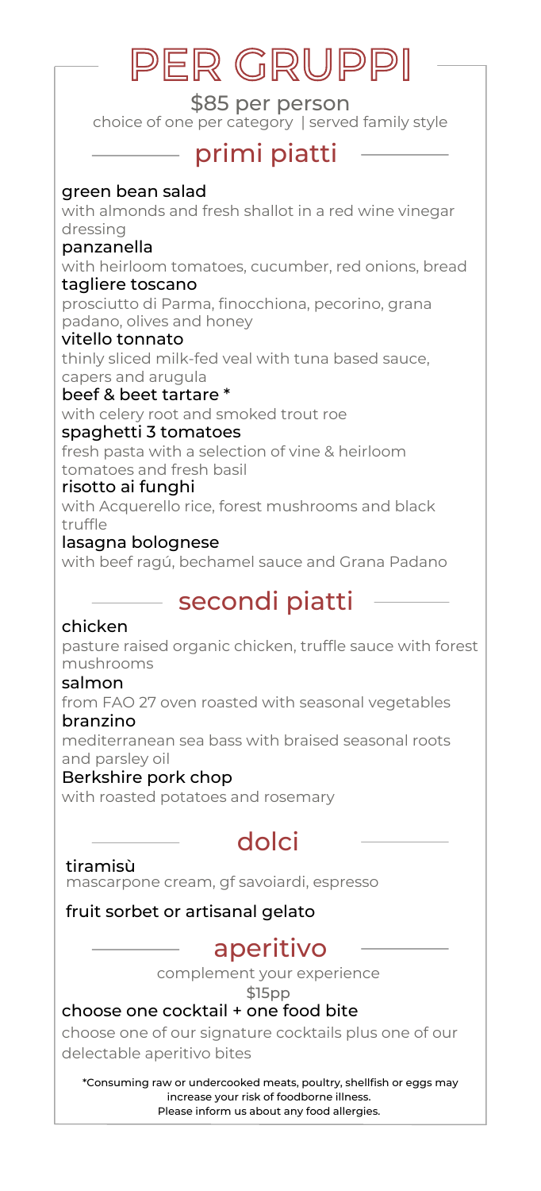# PER GRUPPI

$85 per person

choice of one per category | served family style

## primi piatti

**green bean salad**
with almonds and fresh shallot in a red wine vinegar dressing

**panzanella**
with heirloom tomatoes, cucumber, red onions, bread

**tagliere toscano**
prosciutto di Parma, finocchiona, pecorino, grana padano, olives and honey

**vitello tonnato**
thinly sliced milk-fed veal with tuna based sauce, capers and arugula

**beef & beet tartare ***
with celery root and smoked trout roe

**spaghetti 3 tomatoes**
fresh pasta with a selection of vine & heirloom tomatoes and fresh basil

**risotto ai funghi**
with Acquerello rice, forest mushrooms and black truffle

**lasagna bolognese**
with beef ragú, bechamel sauce and Grana Padano

## secondi piatti

**chicken**
pasture raised organic chicken, truffle sauce with forest mushrooms

**salmon**
from FAO 27 oven roasted with seasonal vegetables

**branzino**
mediterranean sea bass with braised seasonal roots and parsley oil

**Berkshire pork chop**
with roasted potatoes and rosemary

## dolci

**tiramisù**
mascarpone cream, gf savoiardi, espresso

**fruit sorbet or artisanal gelato**

## aperitivo

complement your experience

$15pp

**choose one cocktail + one food bite**

choose one of our signature cocktails plus one of our delectable aperitivo bites

*Consuming raw or undercooked meats, poultry, shellfish or eggs may increase your risk of foodborne illness.
Please inform us about any food allergies.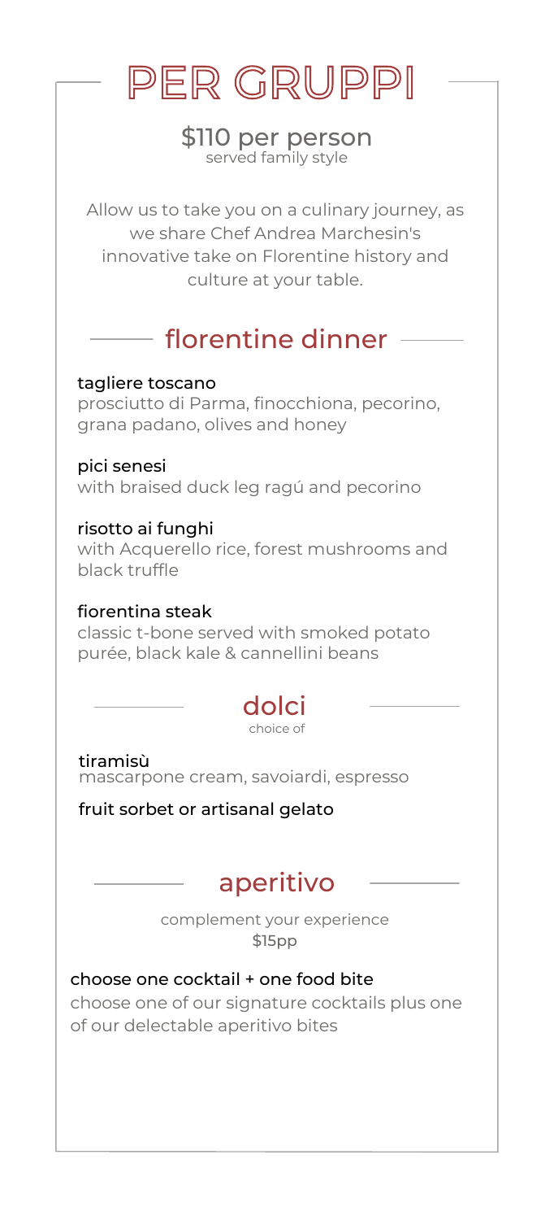# PER GRUPPI

$110 per person
served family style

Allow us to take you on a culinary journey, as we share Chef Andrea Marchesin's innovative take on Florentine history and culture at your table.

## florentine dinner

**tagliere toscano**
prosciutto di Parma, finocchiona, pecorino, grana padano, olives and honey

**pici senesi**
with braised duck leg ragú and pecorino

**risotto ai funghi**
with Acquerello rice, forest mushrooms and black truffle

**fiorentina steak**
classic t-bone served with smoked potato purée, black kale & cannellini beans

## dolci

choice of

**tiramisù**
mascarpone cream, savoiardi, espresso

**fruit sorbet or artisanal gelato**

## aperitivo

complement your experience
$15pp

**choose one cocktail + one food bite**
choose one of our signature cocktails plus one of our delectable aperitivo bites